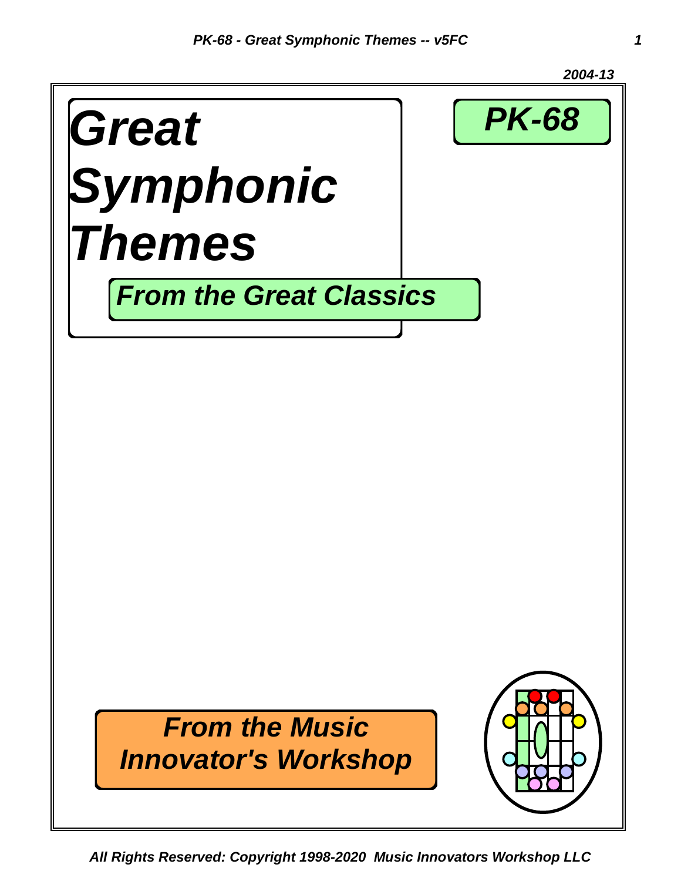2004-13

# *Great Symphonic Themes*

## *PK-68*

### *From the Great Classics*

***From the Music Innovator's Workshop***

*All Rights Reserved: Copyright 1998-2020 Music Innovators Workshop LLC*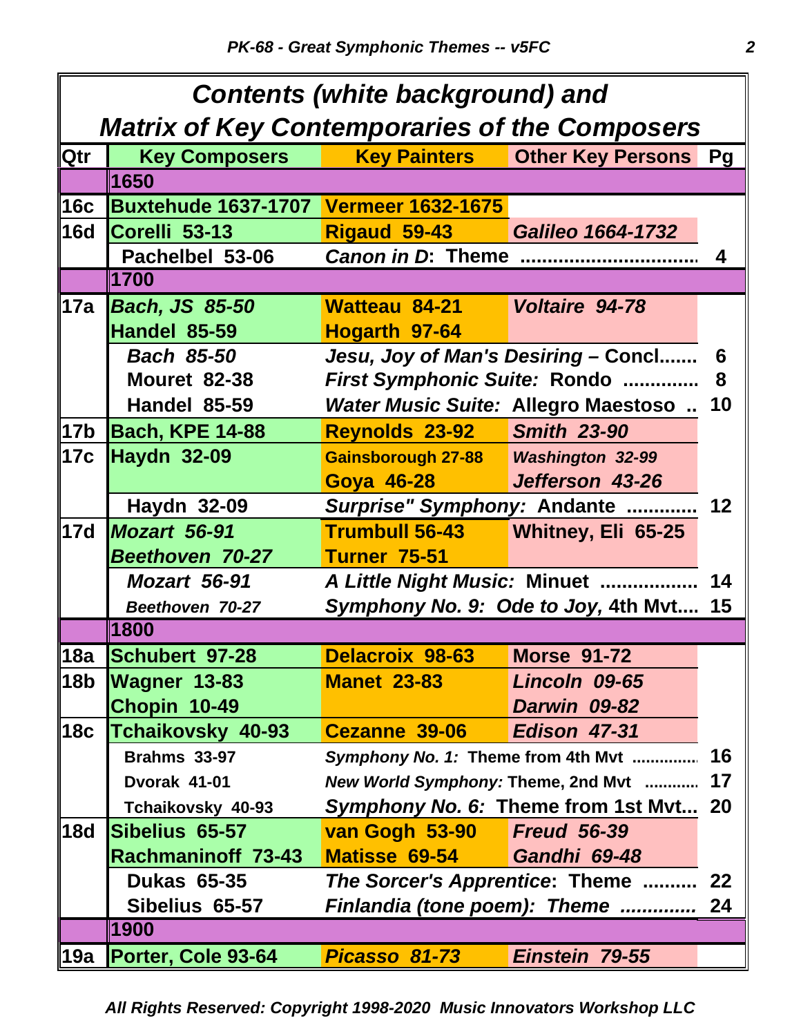# *Contents (white background) and Matrix of Key Contemporaries of the Composers*

| Qtr | Key Composers | Key Painters | Other Key Persons | Pg |
|---|---|---|---|---|
| | **1650** | | | |
| **16c** | **Buxtehude 1637-1707** | **Vermeer 1632-1675** | | |
| **16d** | **Corelli 53-13** | **Rigaud 59-43** | ***Galileo 1664-1732*** | |
| | **Pachelbel 53-06** | ***Canon in D*: Theme ................................** | | **4** |
| | **1700** | | | |
| **17a** | ***Bach, JS 85-50*** | **Watteau 84-21** | ***Voltaire 94-78*** | |
| | **Handel 85-59** | **Hogarth 97-64** | | |
| | ***Bach 85-50*** | ***Jesu, Joy of Man's Desiring* – Concl.......** | | **6** |
| | **Mouret 82-38** | ***First Symphonic Suite:* Rondo .............** | | **8** |
| | **Handel 85-59** | ***Water Music Suite:* Allegro Maestoso ..** | | **10** |
| **17b** | **Bach, KPE 14-88** | **Reynolds 23-92** | ***Smith 23-90*** | |
| **17c** | **Haydn 32-09** | **Gainsborough 27-88** | ***Washington 32-99*** | |
| | | **Goya 46-28** | ***Jefferson 43-26*** | |
| | **Haydn 32-09** | ***Surprise" Symphony:* Andante ............** | | **12** |
| **17d** | ***Mozart 56-91*** | **Trumbull 56-43** | **Whitney, Eli 65-25** | |
| | ***Beethoven 70-27*** | **Turner 75-51** | | |
| | ***Mozart 56-91*** | ***A Little Night Music:* Minuet .................** | | **14** |
| | ***Beethoven 70-27*** | ***Symphony No. 9: Ode to Joy,* 4th Mvt....** | | **15** |
| | **1800** | | | |
| **18a** | **Schubert 97-28** | **Delacroix 98-63** | **Morse 91-72** | |
| **18b** | **Wagner 13-83** | **Manet 23-83** | ***Lincoln 09-65*** | |
| | **Chopin 10-49** | | ***Darwin 09-82*** | |
| **18c** | **Tchaikovsky 40-93** | **Cezanne 39-06** | ***Edison 47-31*** | |
| | **Brahms 33-97** | ***Symphony No. 1:* Theme from 4th Mvt ..............** | | **16** |
| | **Dvorak 41-01** | ***New World Symphony:* Theme, 2nd Mvt ............** | | **17** |
| | **Tchaikovsky 40-93** | ***Symphony No. 6:* Theme from 1st Mvt...** | | **20** |
| **18d** | **Sibelius 65-57** | **van Gogh 53-90** | ***Freud 56-39*** | |
| | **Rachmaninoff 73-43** | **Matisse 69-54** | ***Gandhi 69-48*** | |
| | **Dukas 65-35** | ***The Sorcer's Apprentice*: Theme ..........** | | **22** |
| | **Sibelius 65-57** | ***Finlandia (tone poem): Theme* .............** | | **24** |
| | **1900** | | | |
| **19a** | **Porter, Cole 93-64** | ***Picasso 81-73*** | ***Einstein 79-55*** | |

***All Rights Reserved: Copyright 1998-2020 Music Innovators Workshop LLC***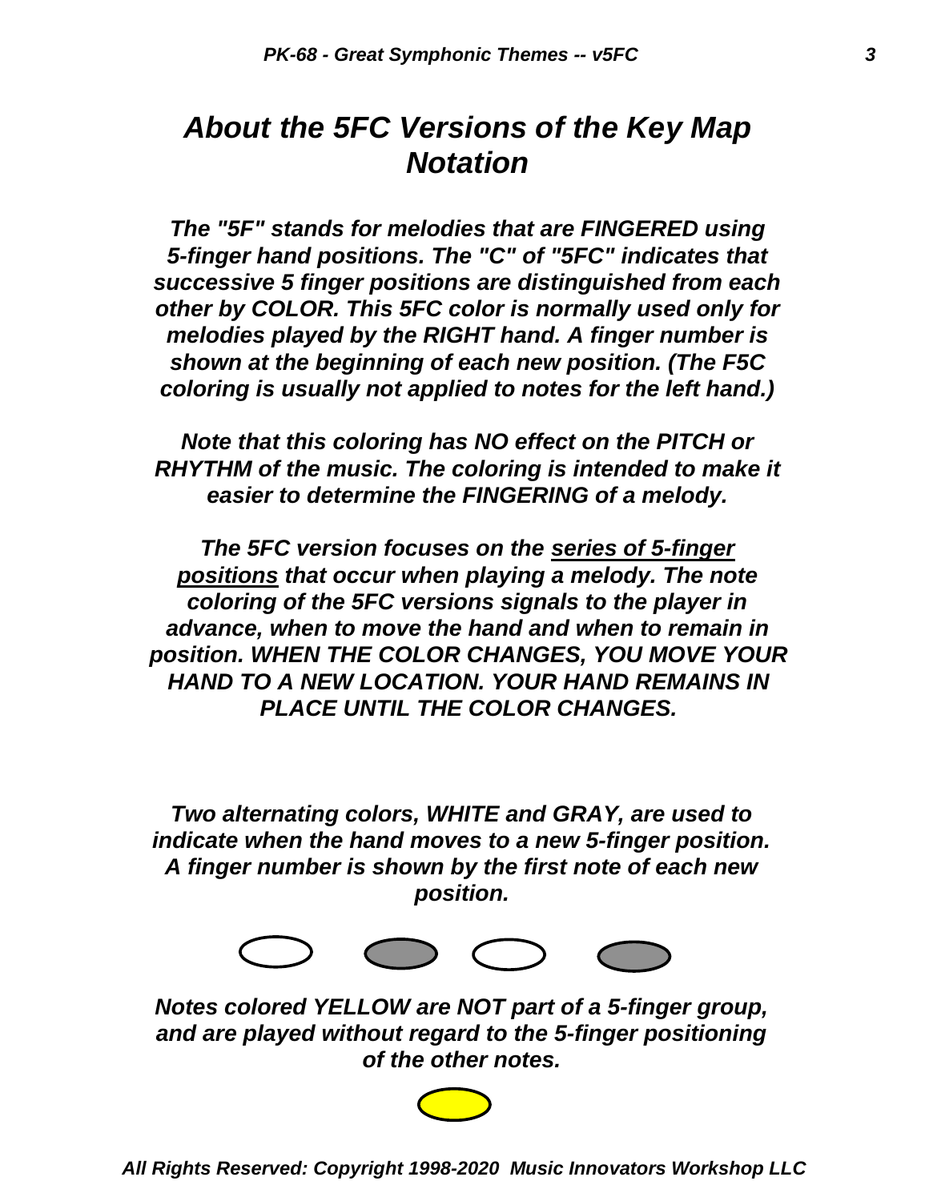# *About the 5FC Versions of the Key Map Notation*

***The "5F" stands for melodies that are FINGERED using 5-finger hand positions. The "C" of "5FC" indicates that successive 5 finger positions are distinguished from each other by COLOR. This 5FC color is normally used only for melodies played by the RIGHT hand. A finger number is shown at the beginning of each new position. (The F5C coloring is usually not applied to notes for the left hand.)***

***Note that this coloring has NO effect on the PITCH or RHYTHM of the music. The coloring is intended to make it easier to determine the FINGERING of a melody.***

***The 5FC version focuses on the <u>series of 5-finger positions</u> that occur when playing a melody. The note coloring of the 5FC versions signals to the player in advance, when to move the hand and when to remain in position. WHEN THE COLOR CHANGES, YOU MOVE YOUR HAND TO A NEW LOCATION. YOUR HAND REMAINS IN PLACE UNTIL THE COLOR CHANGES.***

***Two alternating colors, WHITE and GRAY, are used to indicate when the hand moves to a new 5-finger position. A finger number is shown by the first note of each new position.***

***Notes colored YELLOW are NOT part of a 5-finger group, and are played without regard to the 5-finger positioning of the other notes.***

***All Rights Reserved: Copyright 1998-2020 Music Innovators Workshop LLC***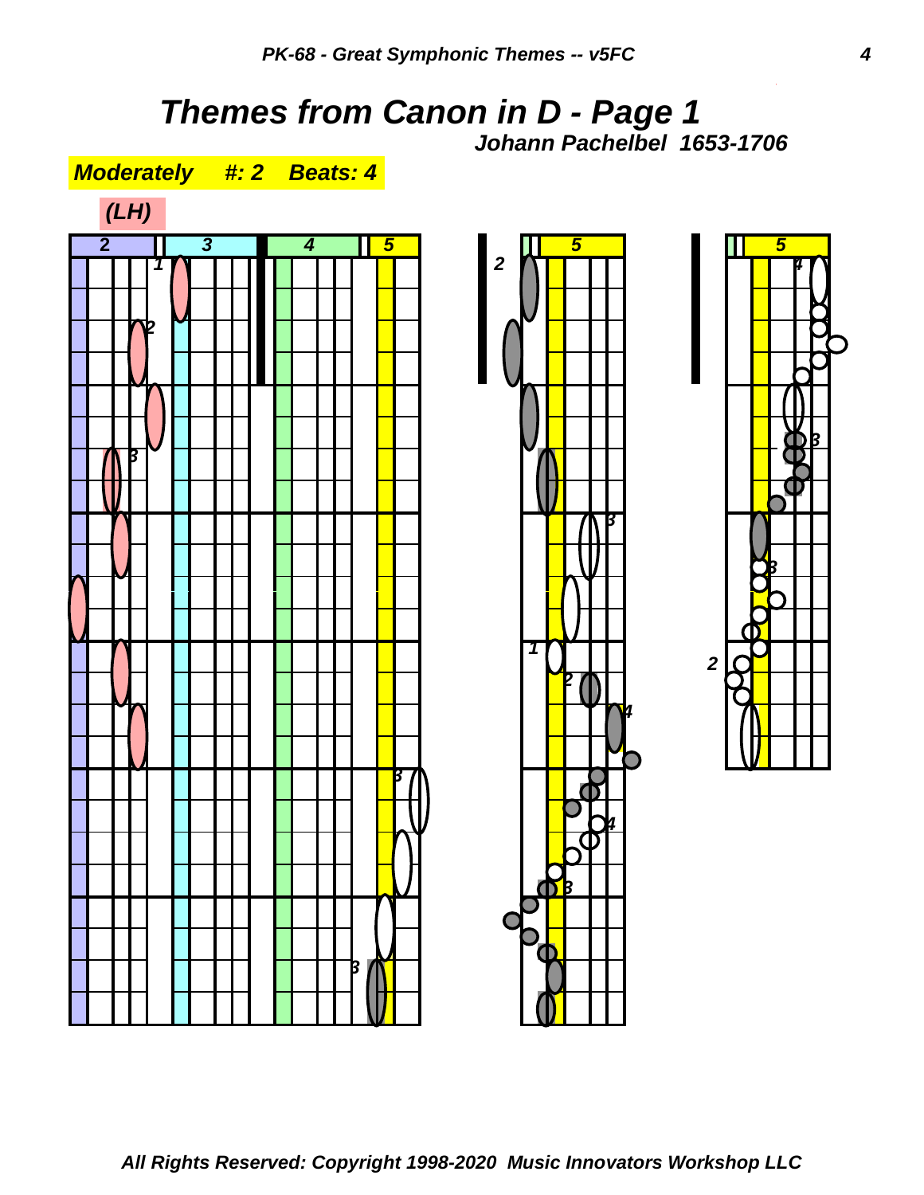# Themes from Canon in D - Page 1

***Johann Pachelbel 1653-1706***

***Moderately #: 2 Beats: 4***

***(LH)***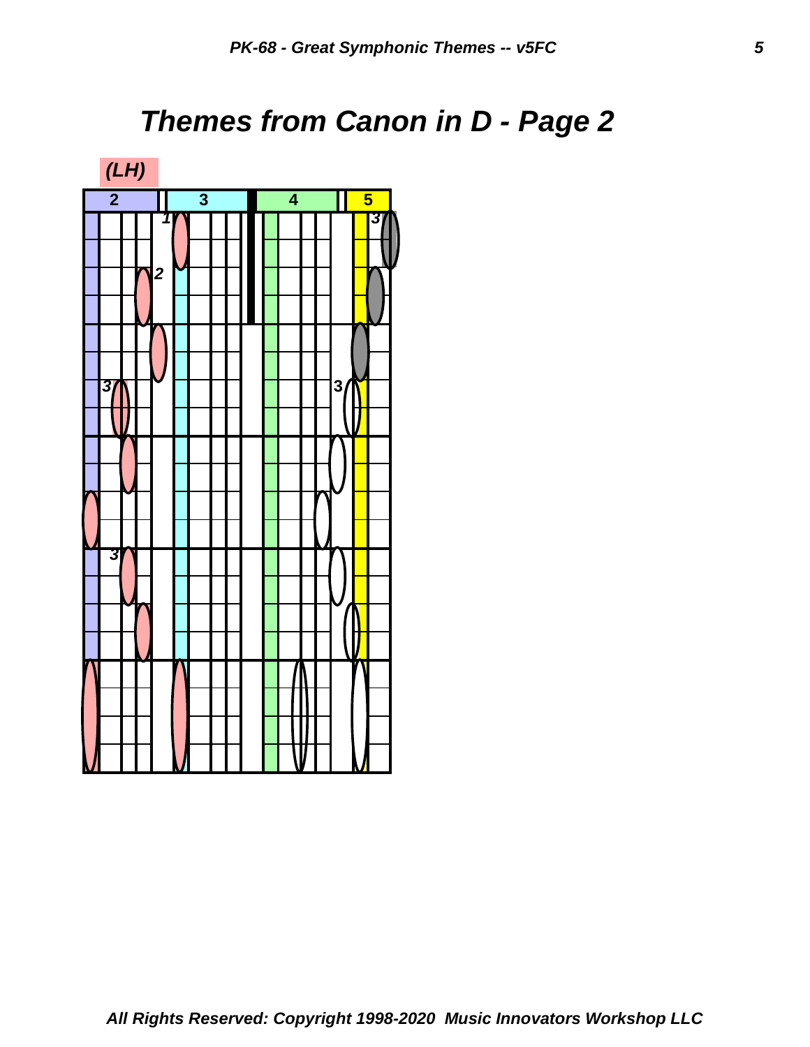# Themes from Canon in D - Page 2

(LH)

2 3 4 5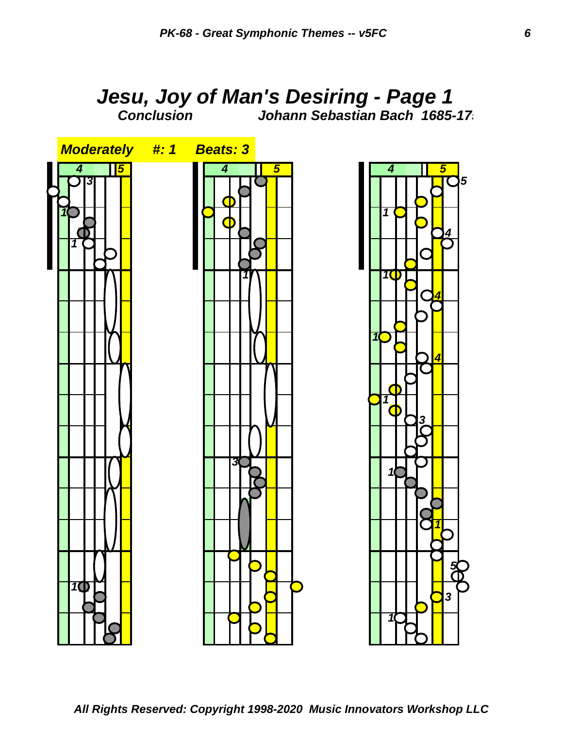# Jesu, Joy of Man's Desiring - Page 1

**Conclusion** — **Johann Sebastian Bach 1685-17**

**Moderately #: 1 Beats: 3**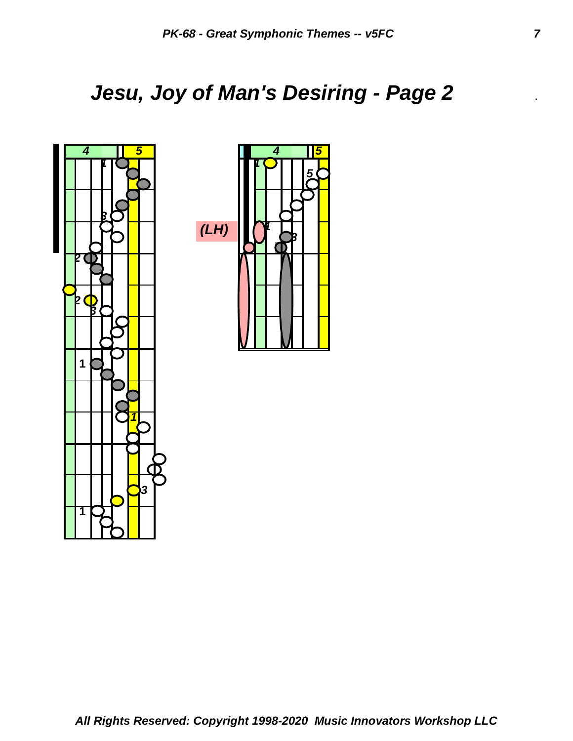# Jesu, Joy of Man's Desiring - Page 2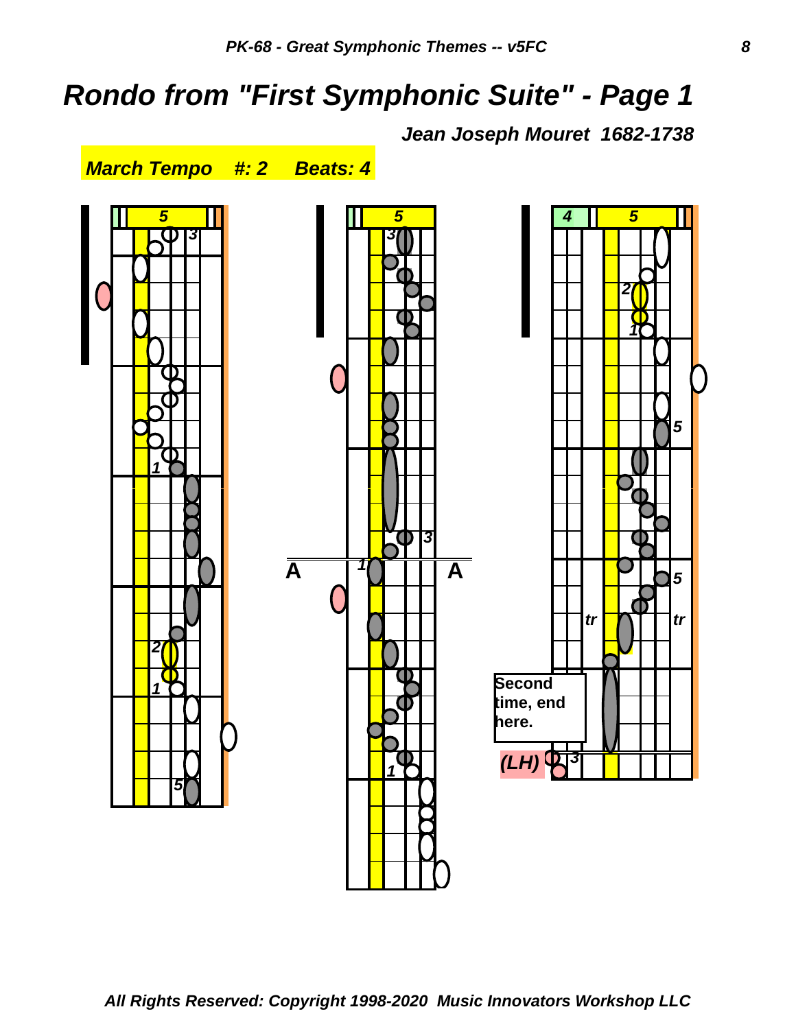# Rondo from "First Symphonic Suite" - Page 1

***Jean Joseph Mouret 1682-1738***

***March Tempo #: 2 Beats: 4***

Second time, end here.

(LH)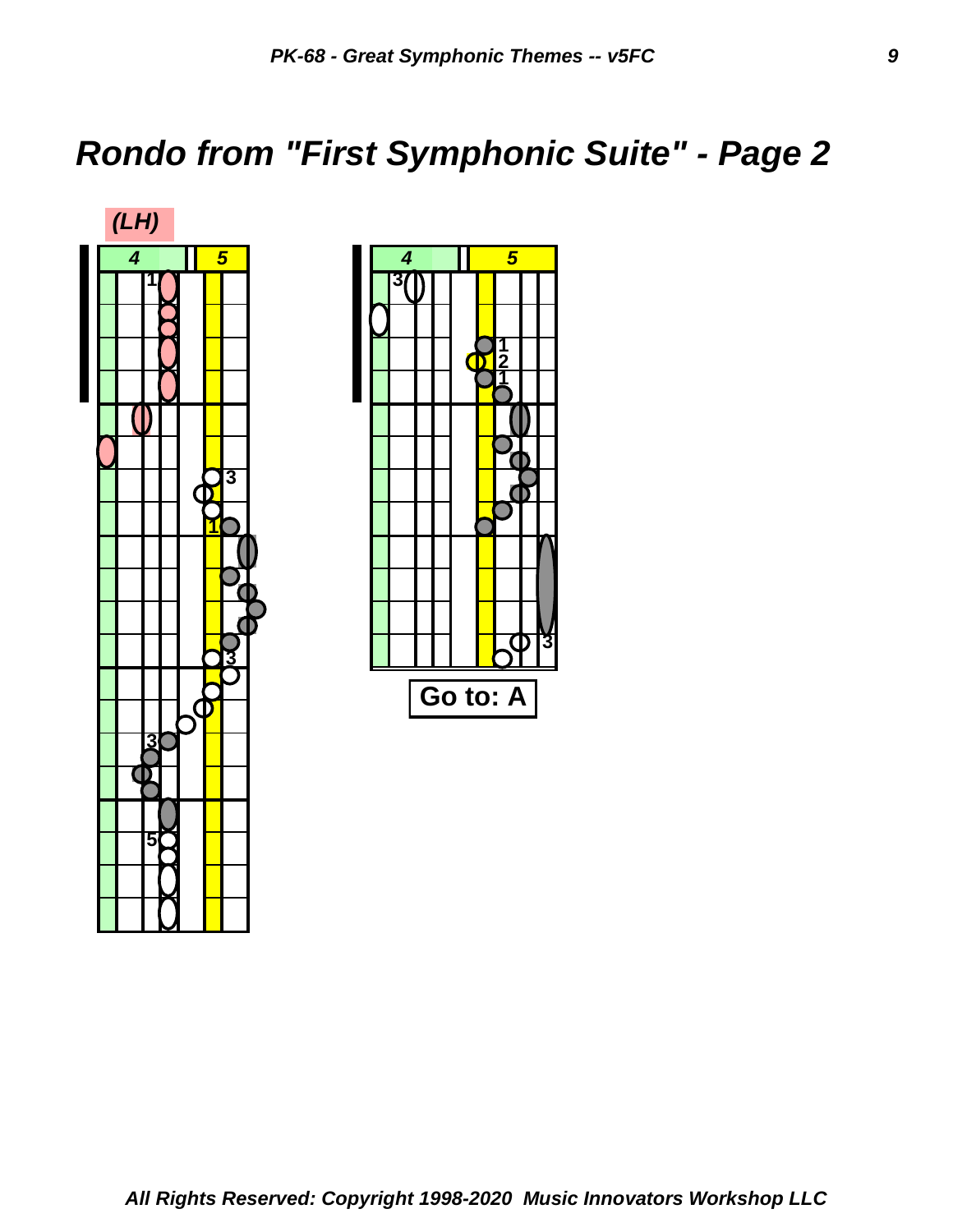# Rondo from "First Symphonic Suite" - Page 2

(LH)

4 5

1

3

1

3

3

5

4 5

3

1
2
1

3

**Go to: A**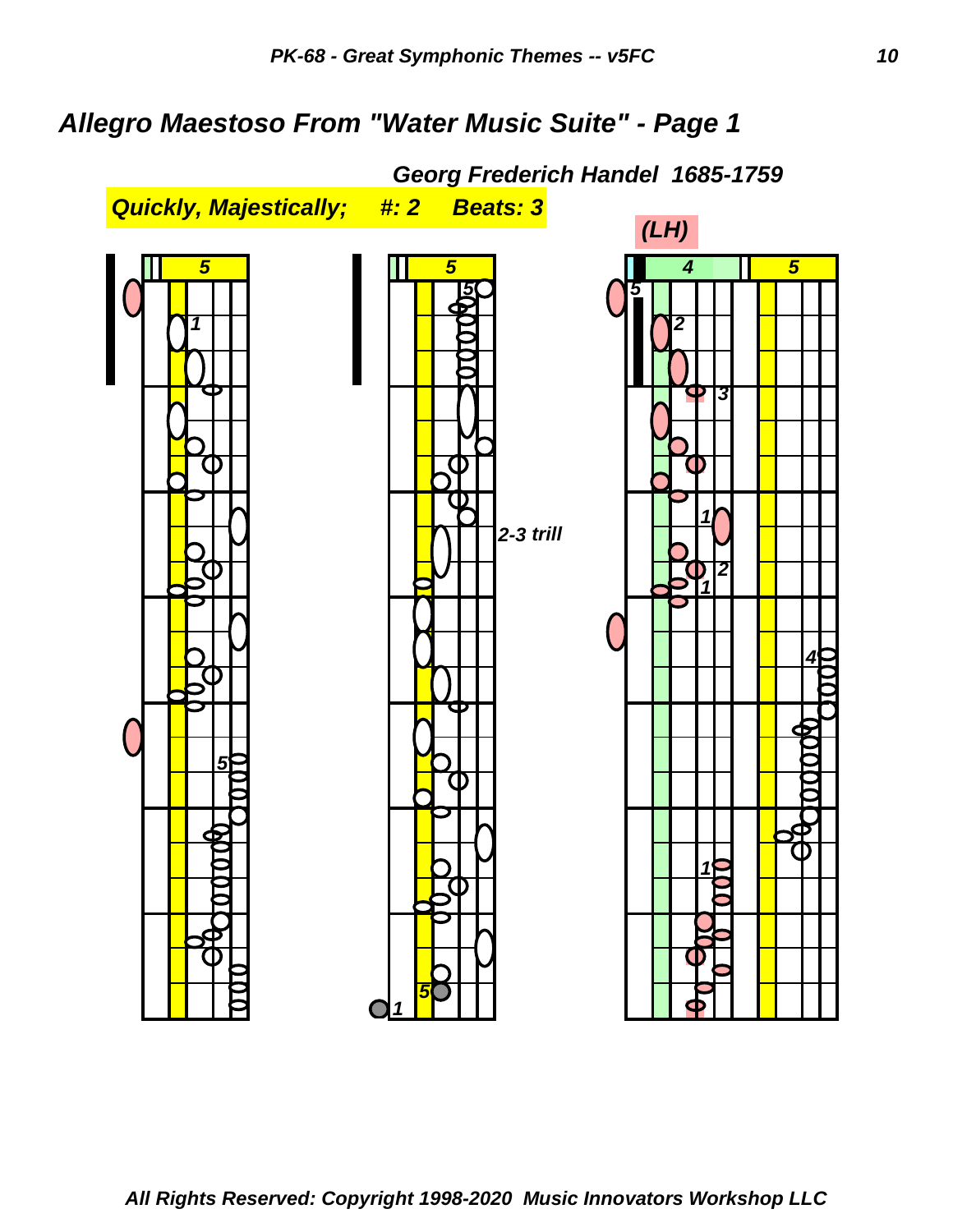## *Allegro Maestoso From "Water Music Suite" - Page 1*

***Georg Frederich Handel 1685-1759***

***Quickly, Majestically; #: 2 Beats: 3***

***(LH)***

***2-3 trill***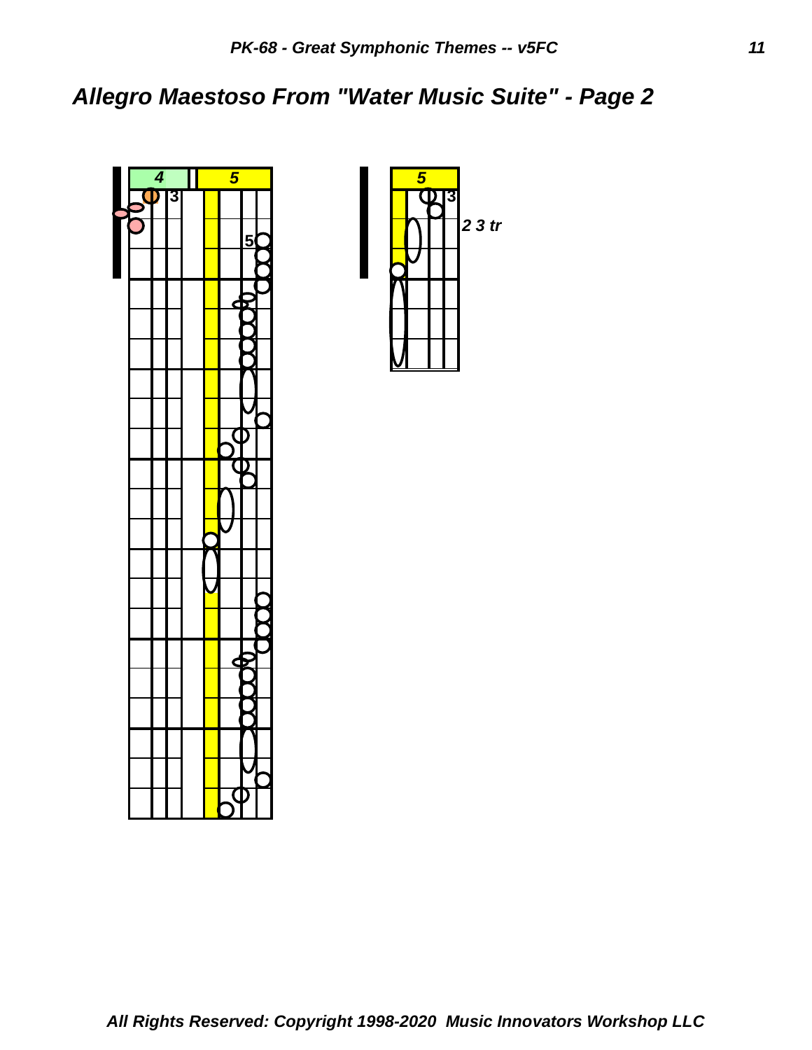# Allegro Maestoso From "Water Music Suite" - Page 2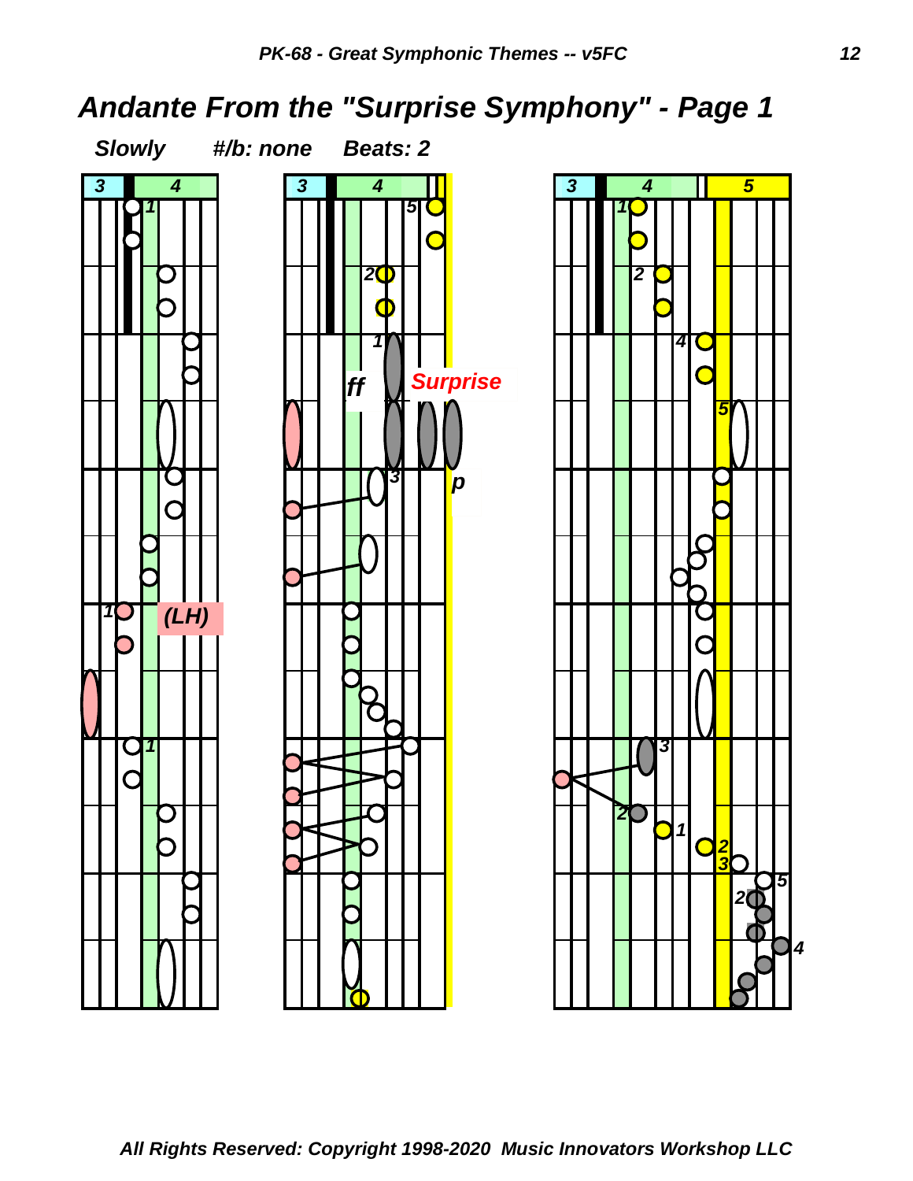# Andante From the "Surprise Symphony" - Page 1

*Slowly* *#/b: none* *Beats: 2*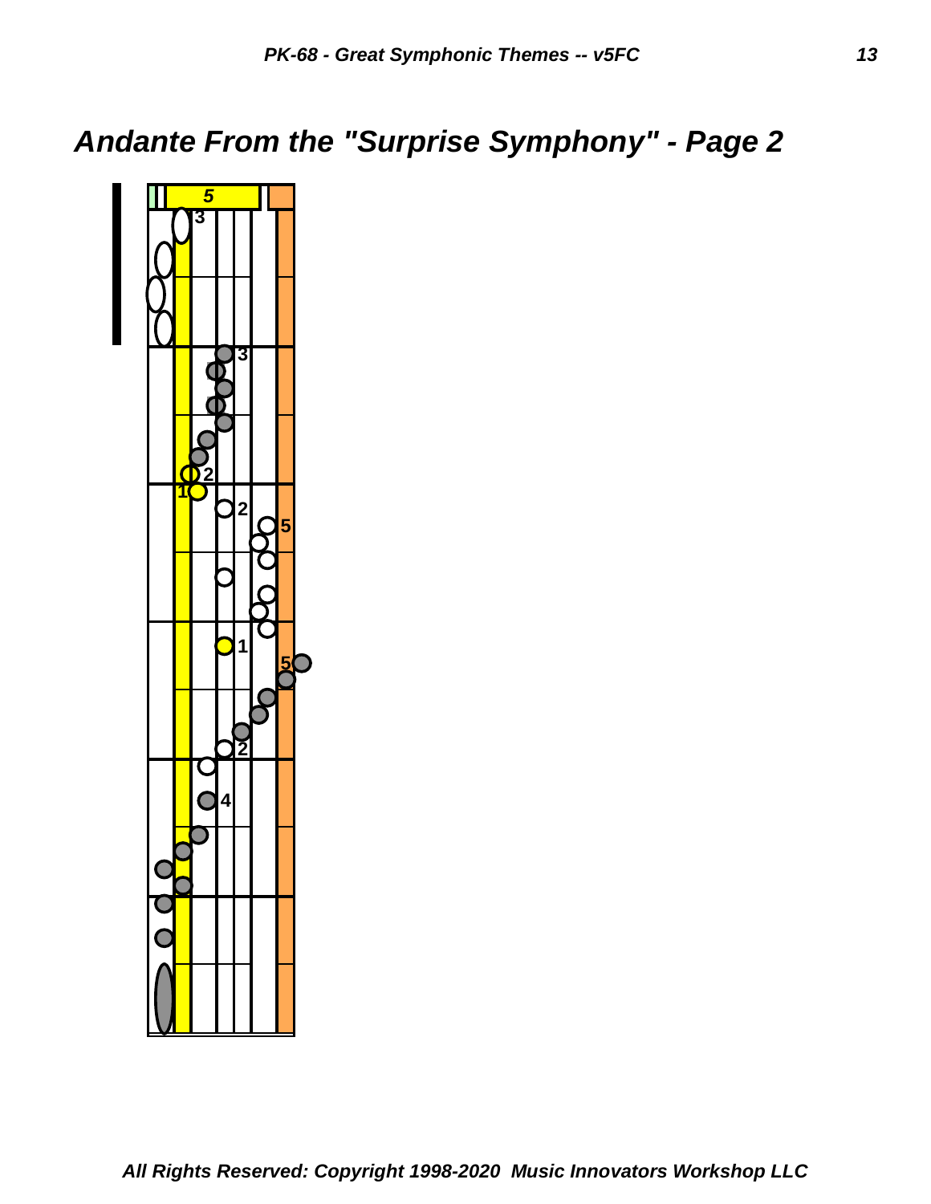# Andante From the "Surprise Symphony" - Page 2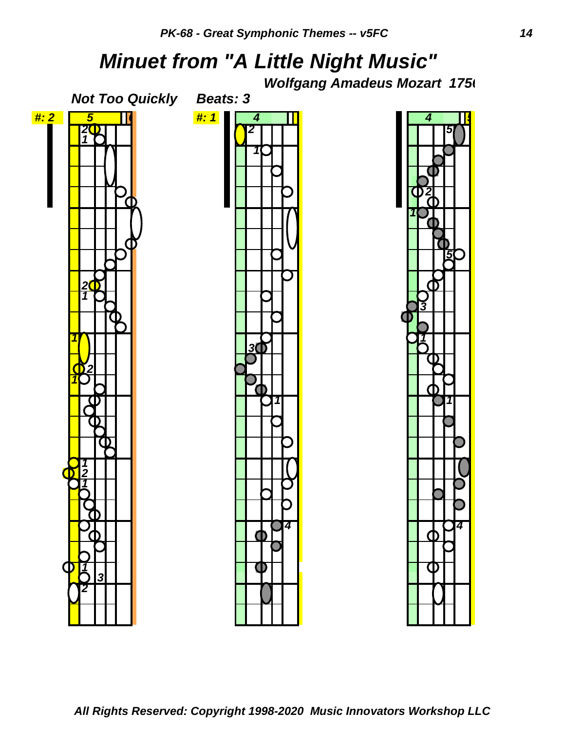# *Minuet from "A Little Night Music"*

***Wolfgang Amadeus Mozart 1756***

***Not Too Quickly*** ***Beats: 3***

***All Rights Reserved: Copyright 1998-2020 Music Innovators Workshop LLC***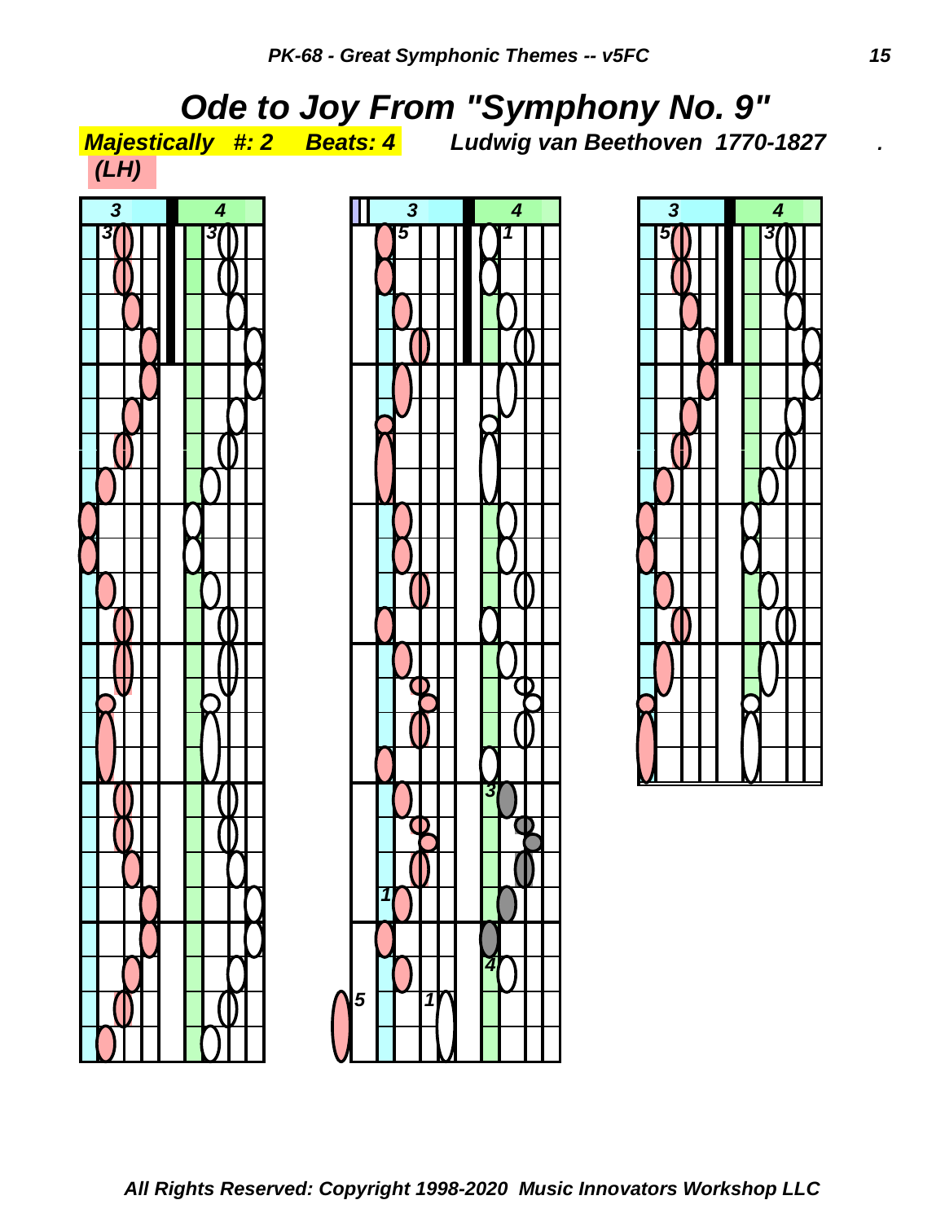# Ode to Joy From "Symphony No. 9"

*Majestically* *#: 2* *Beats: 4* *Ludwig van Beethoven 1770-1827*

*(LH)*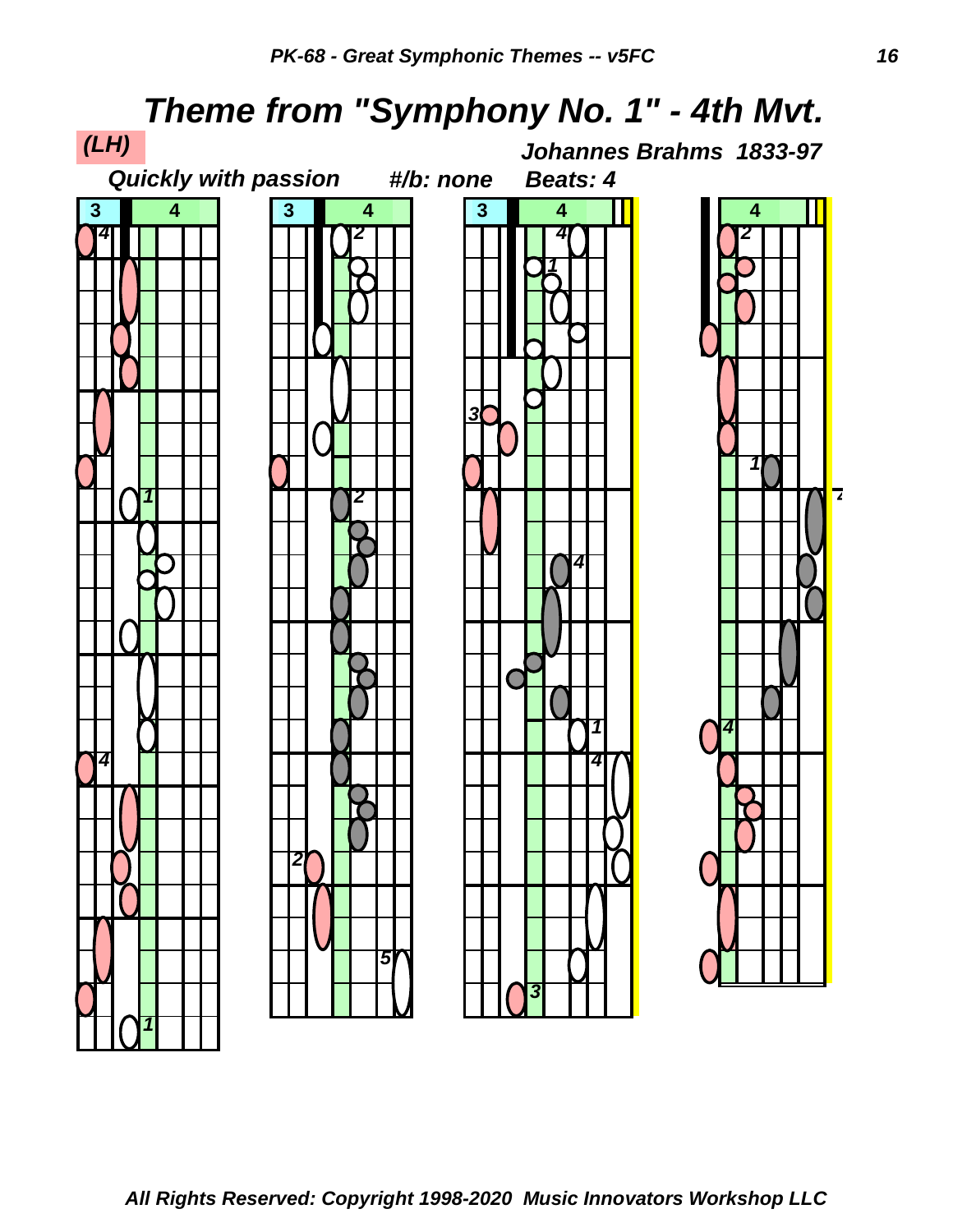# Theme from "Symphony No. 1" - 4th Mvt.

(LH)

*Johannes Brahms 1833-97*

*Quickly with passion* &nbsp;&nbsp; *#/b: none* &nbsp;&nbsp; *Beats: 4*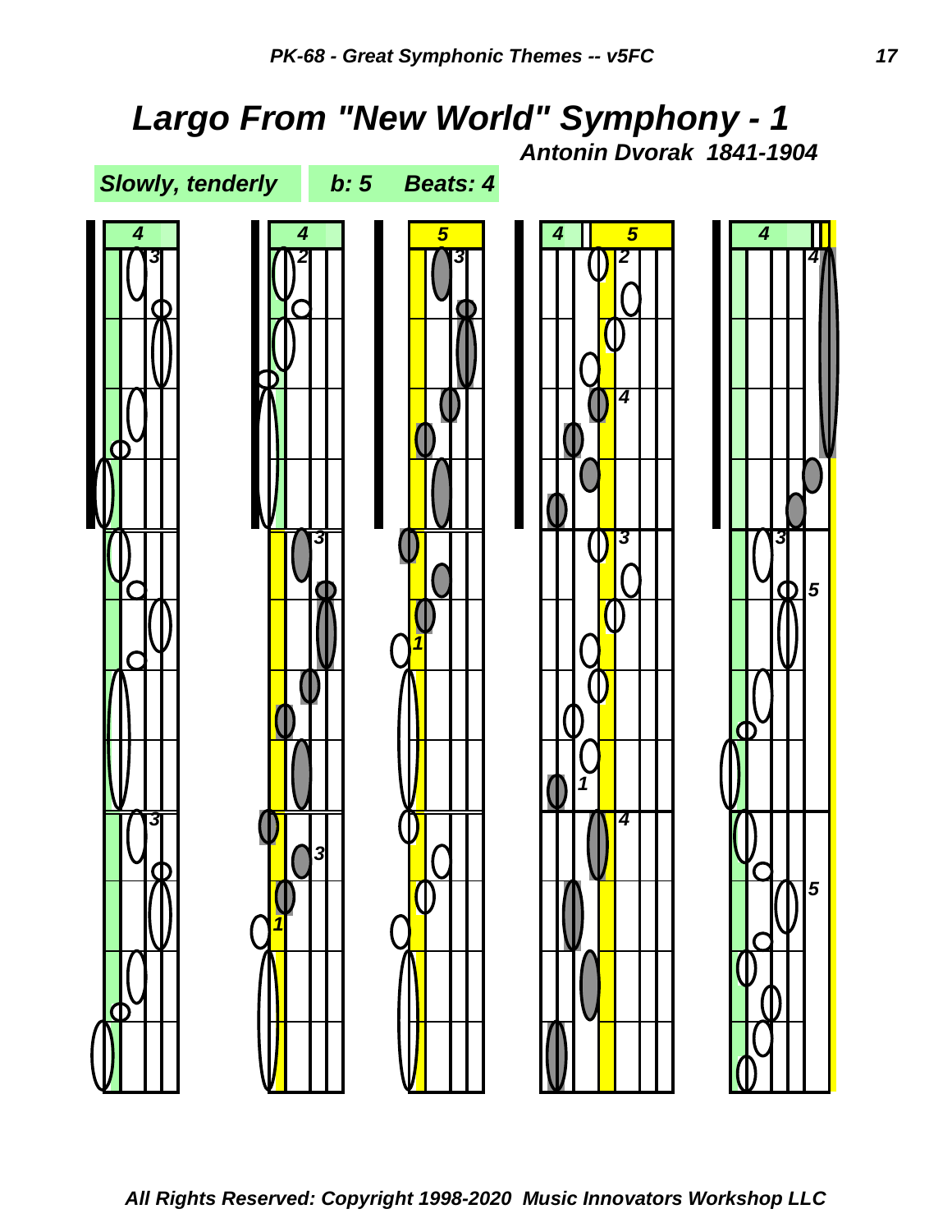# Largo From "New World" Symphony - 1

***Antonin Dvorak 1841-1904***

***Slowly, tenderly*** ***b: 5*** ***Beats: 4***

***All Rights Reserved: Copyright 1998-2020 Music Innovators Workshop LLC***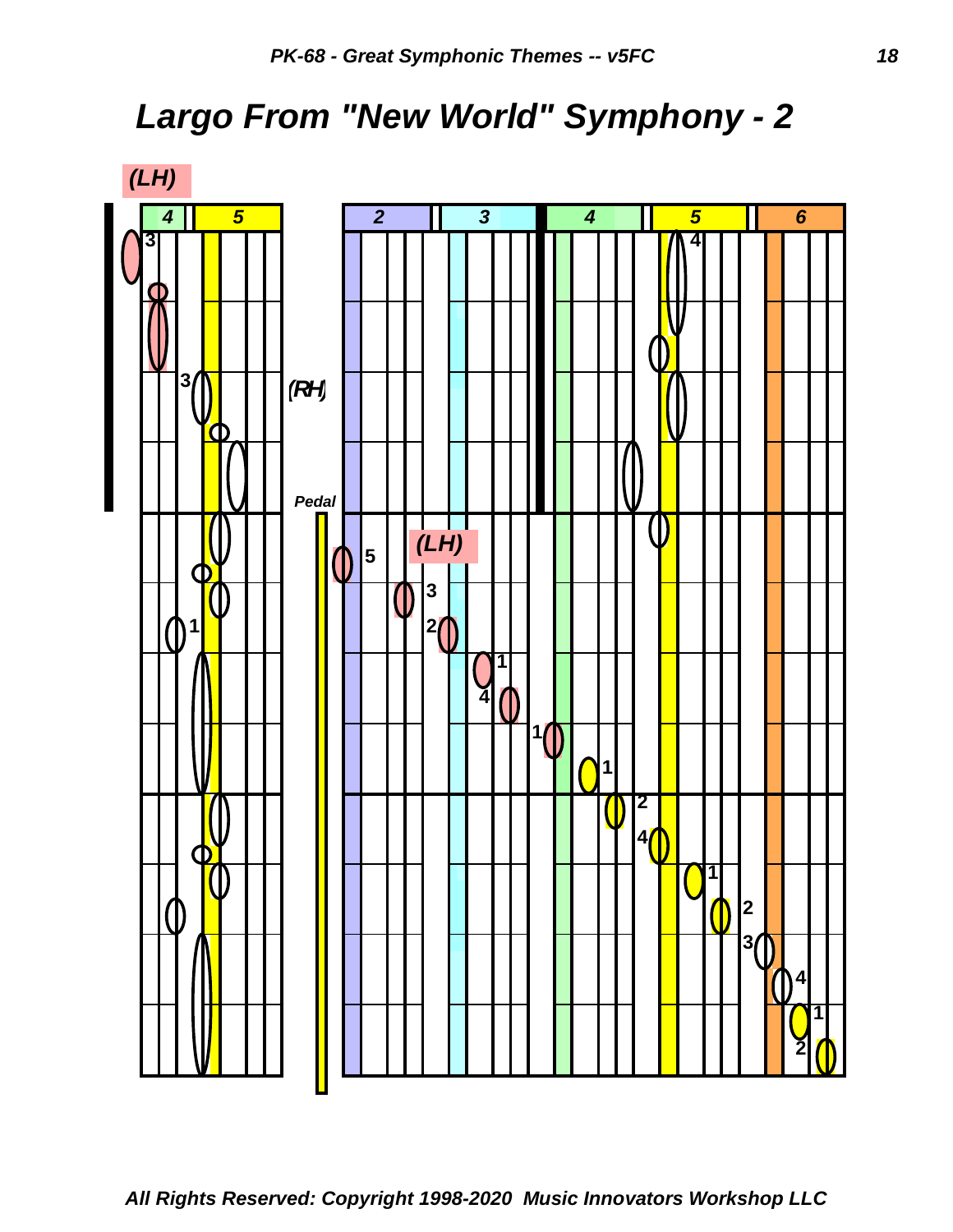# Largo From "New World" Symphony - 2

(LH)

4 5

2 3 4 5 6

(RH)

Pedal

(LH)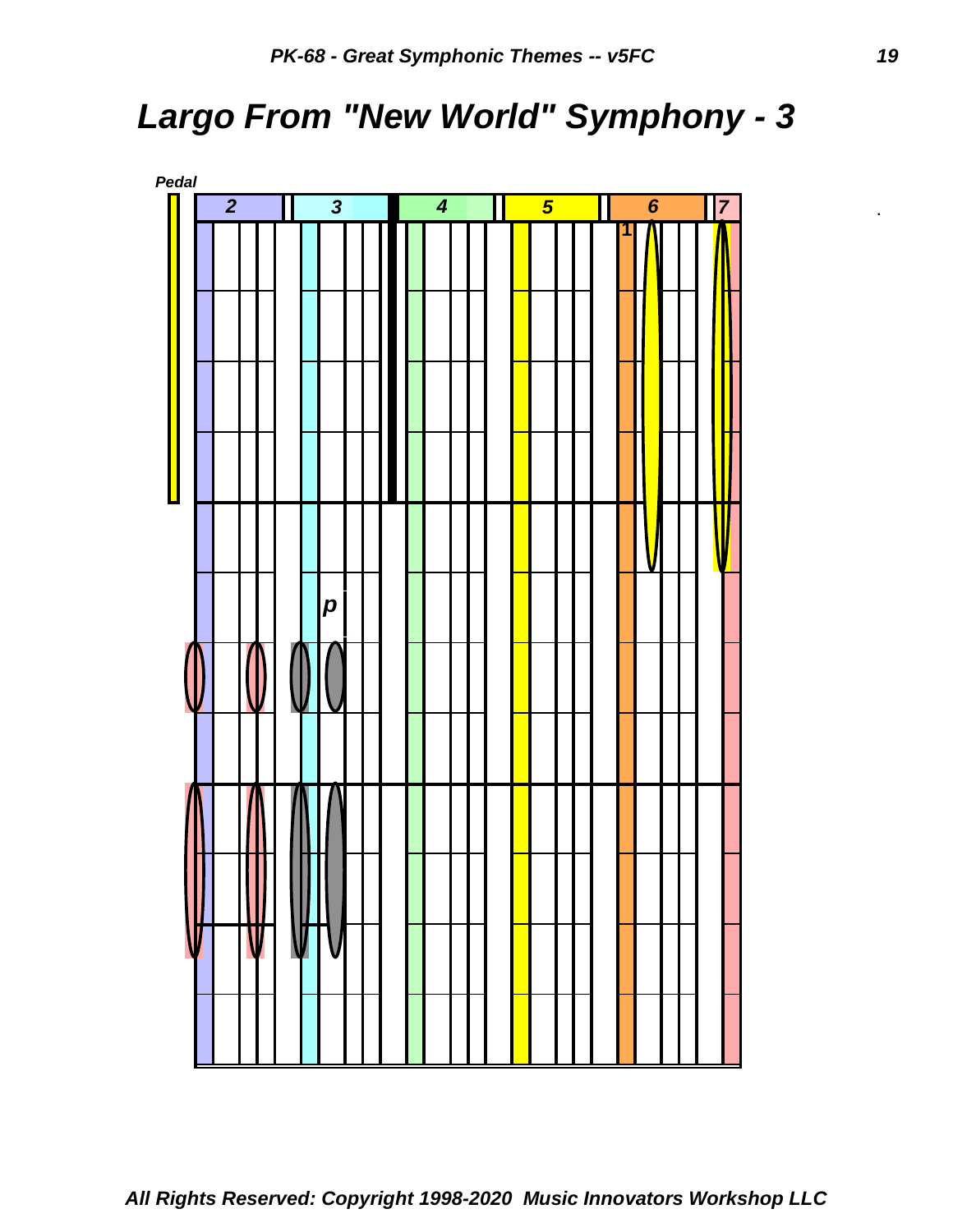# Largo From "New World" Symphony - 3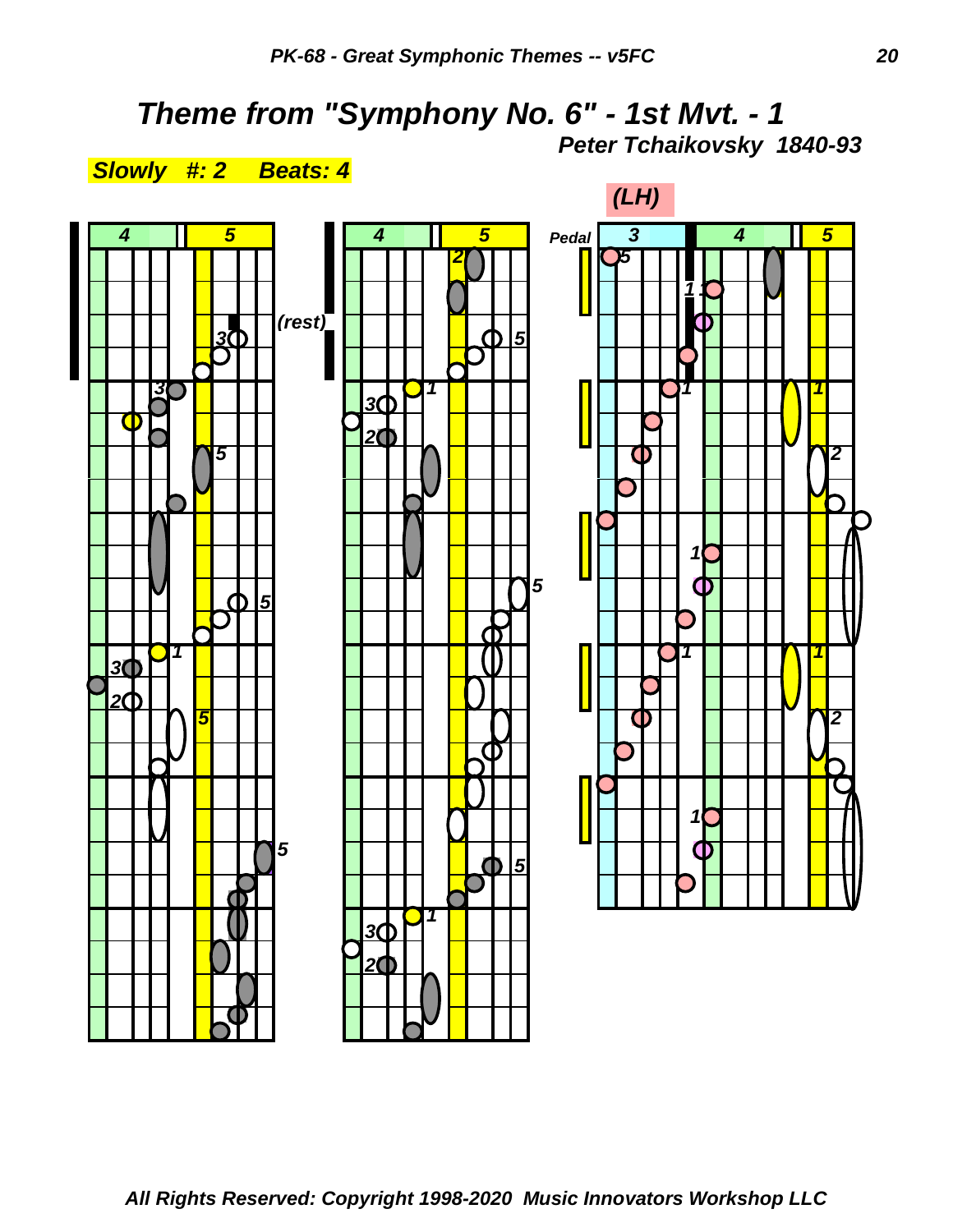# Theme from "Symphony No. 6" - 1st Mvt. - 1

***Peter Tchaikovsky 1840-93***

***Slowly #: 2 Beats: 4***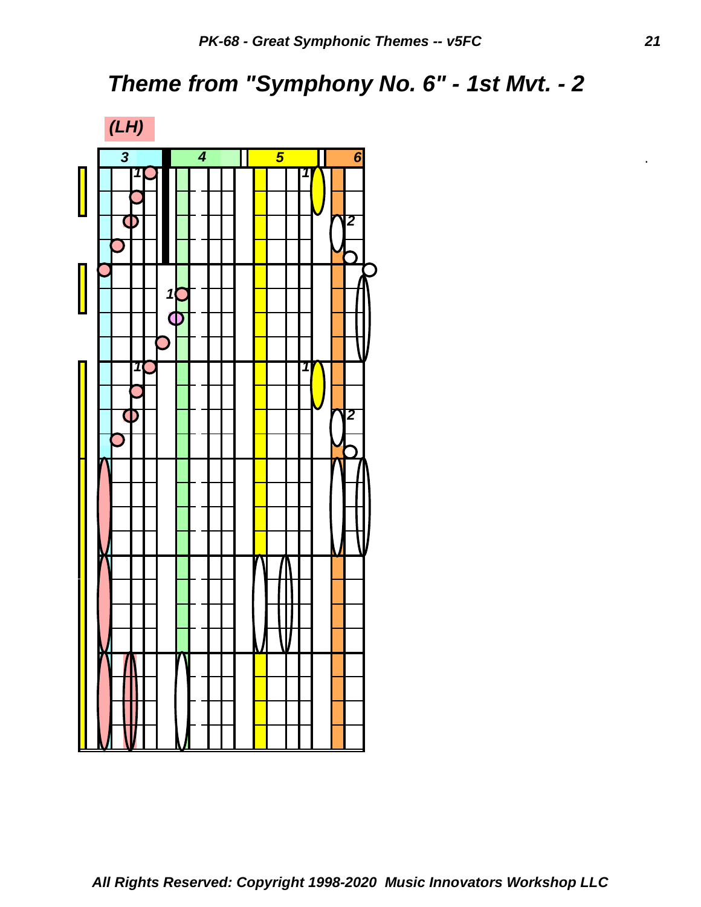# Theme from "Symphony No. 6" - 1st Mvt. - 2

(LH)

3 4 5 6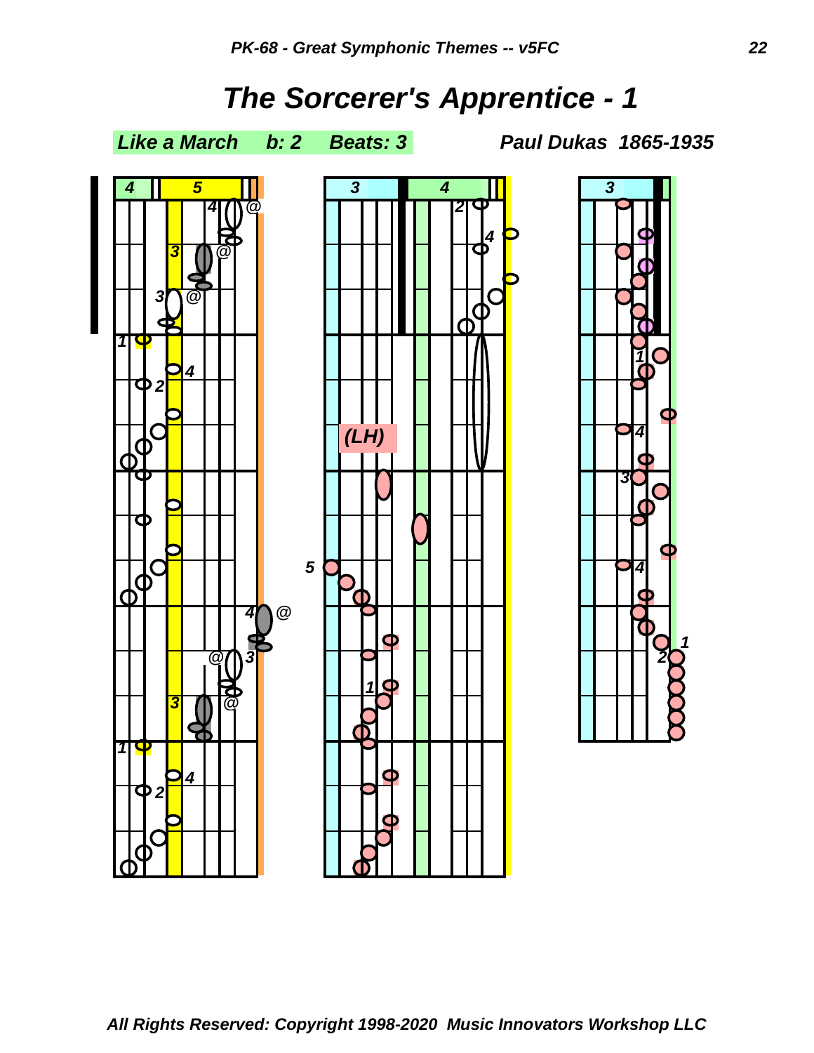# The Sorcerer's Apprentice - 1

**Like a March b: 2 Beats: 3**

**Paul Dukas 1865-1935**

*All Rights Reserved: Copyright 1998-2020 Music Innovators Workshop LLC*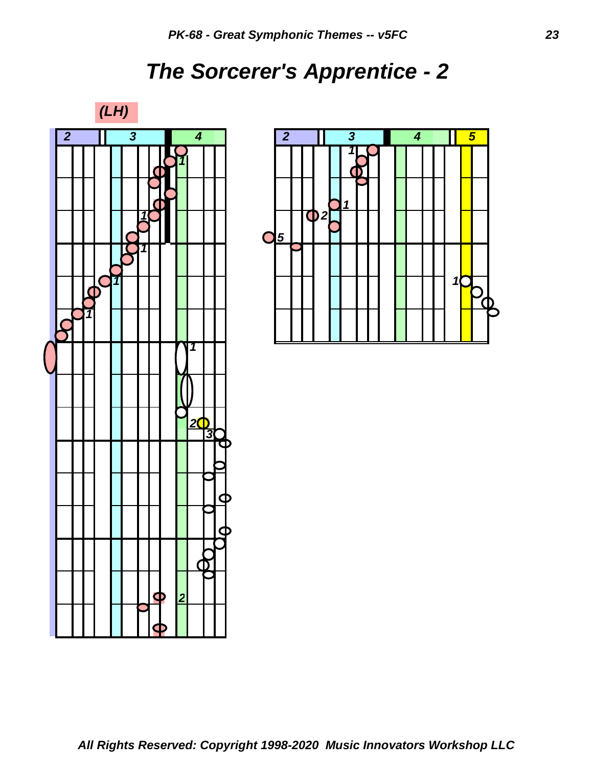# The Sorcerer's Apprentice - 2

(LH)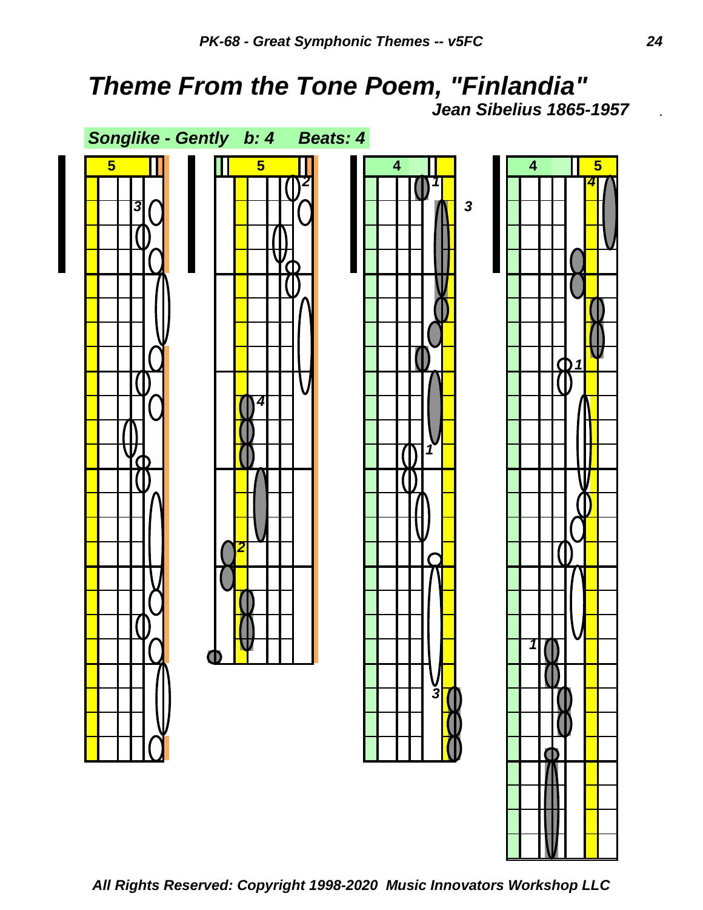# Theme From the Tone Poem, "Finlandia"

***Jean Sibelius 1865-1957***

***Songlike - Gently   b: 4   Beats: 4***